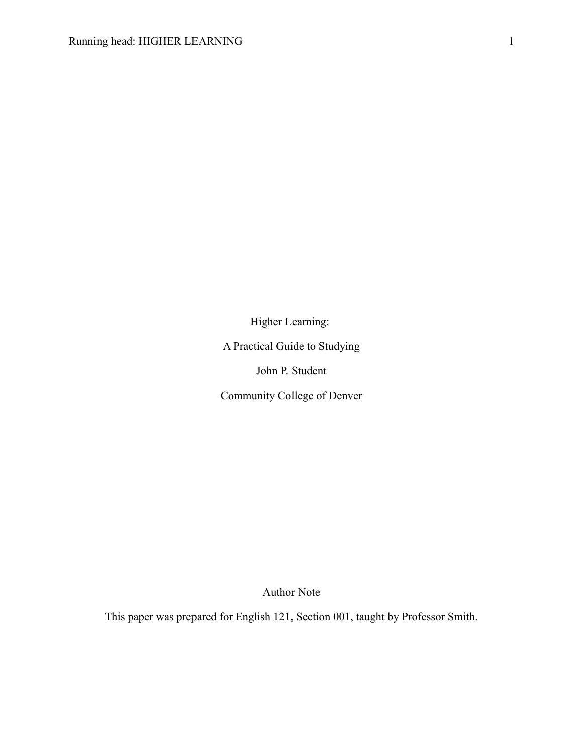# Higher Learning:

A Practical Guide to Studying

John P. Student

Community College of Denver

## Author Note

This paper was prepared for English 121, Section 001, taught by Professor Smith.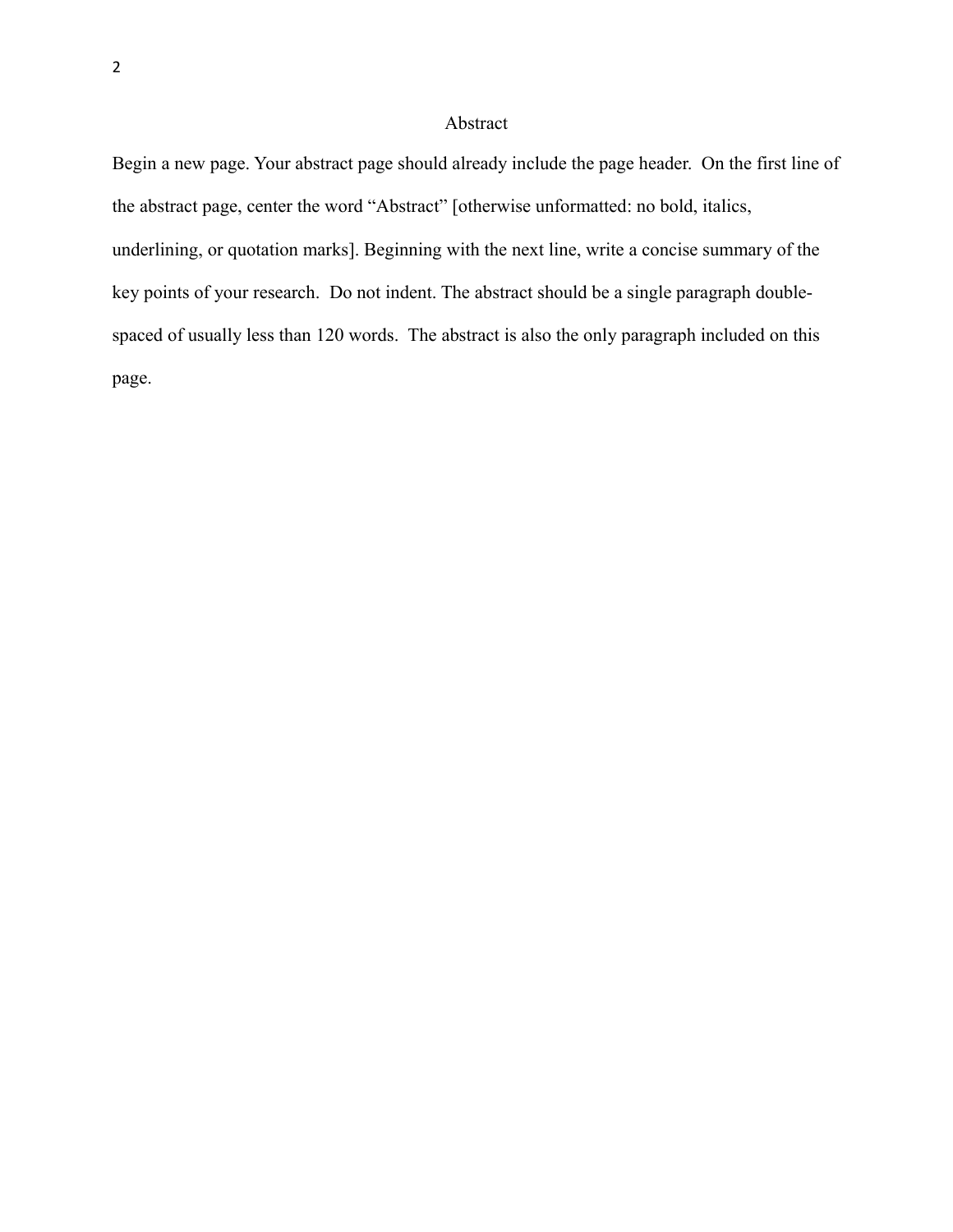# Abstract

Begin a new page. Your abstract page should already include the page header. On the first line of the abstract page, center the word “Abstract” [otherwise unformatted: no bold, italics, underlining, or quotation marks]. Beginning with the next line, write a concise summary of the key points of your research. Do not indent. The abstract should be a single paragraph double-spaced of usually less than 120 words. The abstract is also the only paragraph included on this page.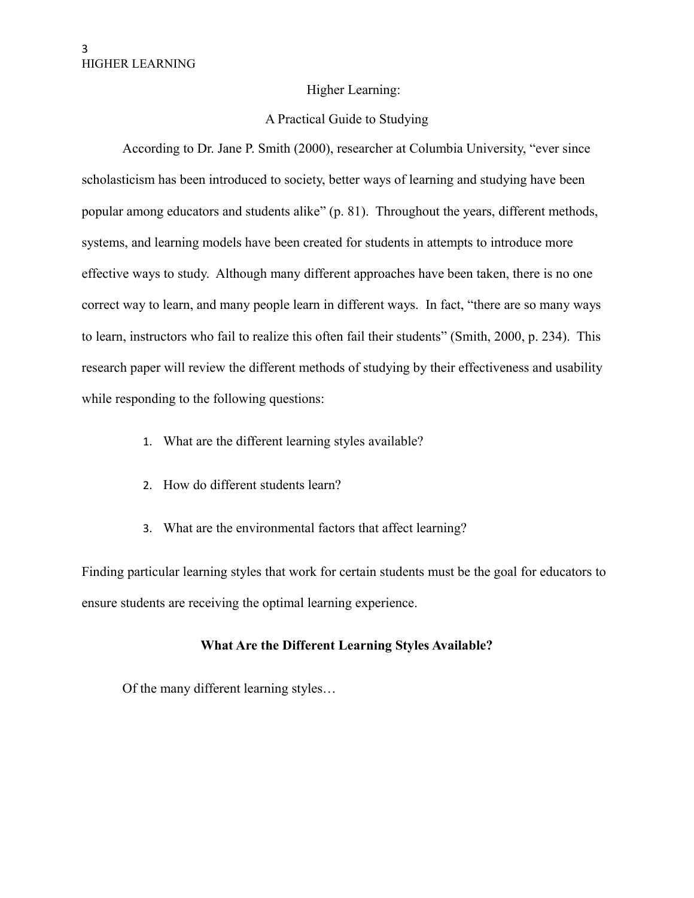# Higher Learning:

## A Practical Guide to Studying

According to Dr. Jane P. Smith (2000), researcher at Columbia University, "ever since scholasticism has been introduced to society, better ways of learning and studying have been popular among educators and students alike" (p. 81). Throughout the years, different methods, systems, and learning models have been created for students in attempts to introduce more effective ways to study. Although many different approaches have been taken, there is no one correct way to learn, and many people learn in different ways. In fact, "there are so many ways to learn, instructors who fail to realize this often fail their students" (Smith, 2000, p. 234). This research paper will review the different methods of studying by their effectiveness and usability while responding to the following questions:

1. What are the different learning styles available?
2. How do different students learn?
3. What are the environmental factors that affect learning?

Finding particular learning styles that work for certain students must be the goal for educators to ensure students are receiving the optimal learning experience.

### What Are the Different Learning Styles Available?

Of the many different learning styles…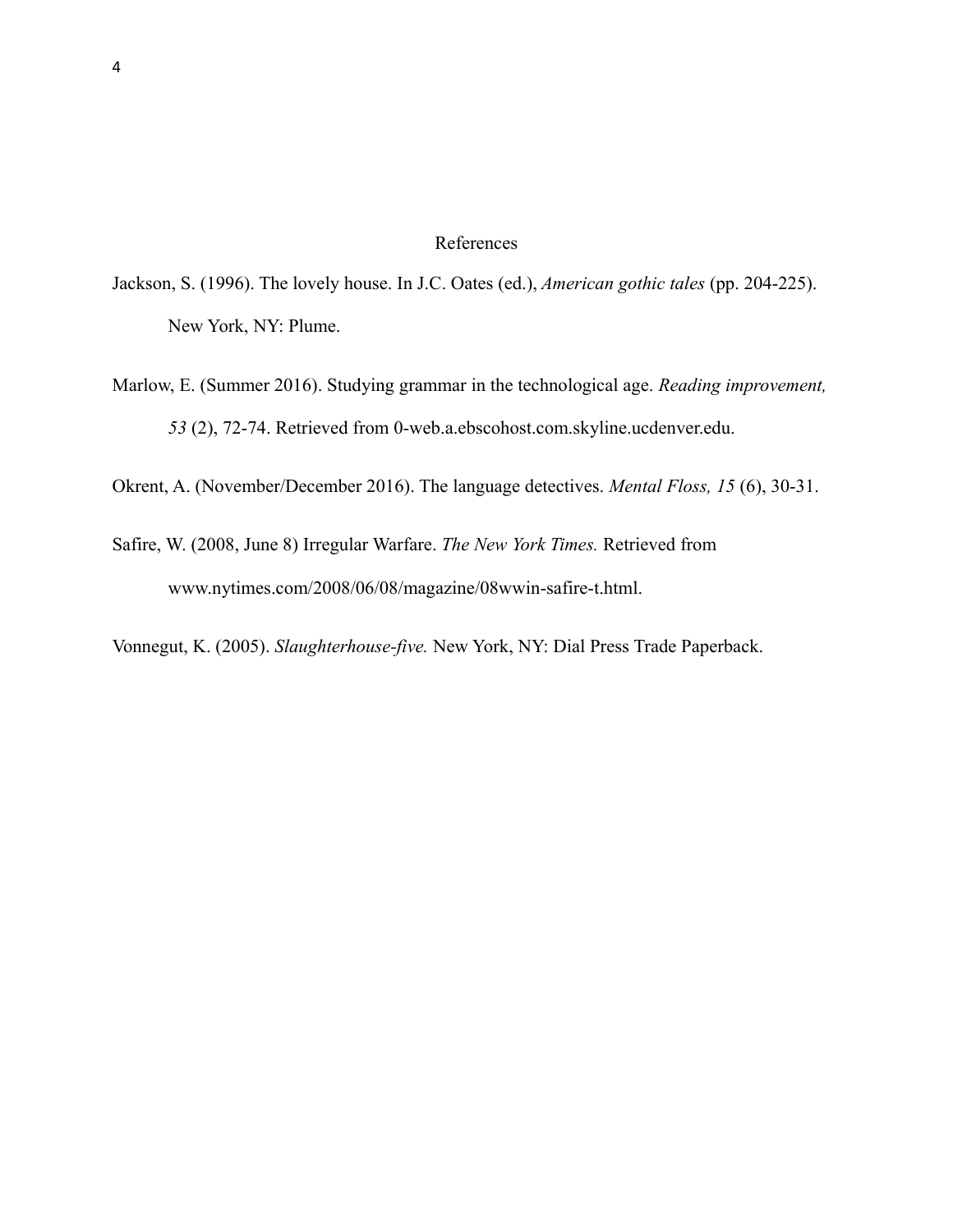# References

Jackson, S. (1996). The lovely house. In J.C. Oates (ed.), *American gothic tales* (pp. 204-225). New York, NY: Plume.

Marlow, E. (Summer 2016). Studying grammar in the technological age. *Reading improvement, 53* (2), 72-74. Retrieved from 0-web.a.ebscohost.com.skyline.ucdenver.edu.

Okrent, A. (November/December 2016). The language detectives. *Mental Floss, 15* (6), 30-31.

Safire, W. (2008, June 8) Irregular Warfare. *The New York Times.* Retrieved from www.nytimes.com/2008/06/08/magazine/08wwin-safire-t.html.

Vonnegut, K. (2005). *Slaughterhouse-five.* New York, NY: Dial Press Trade Paperback.